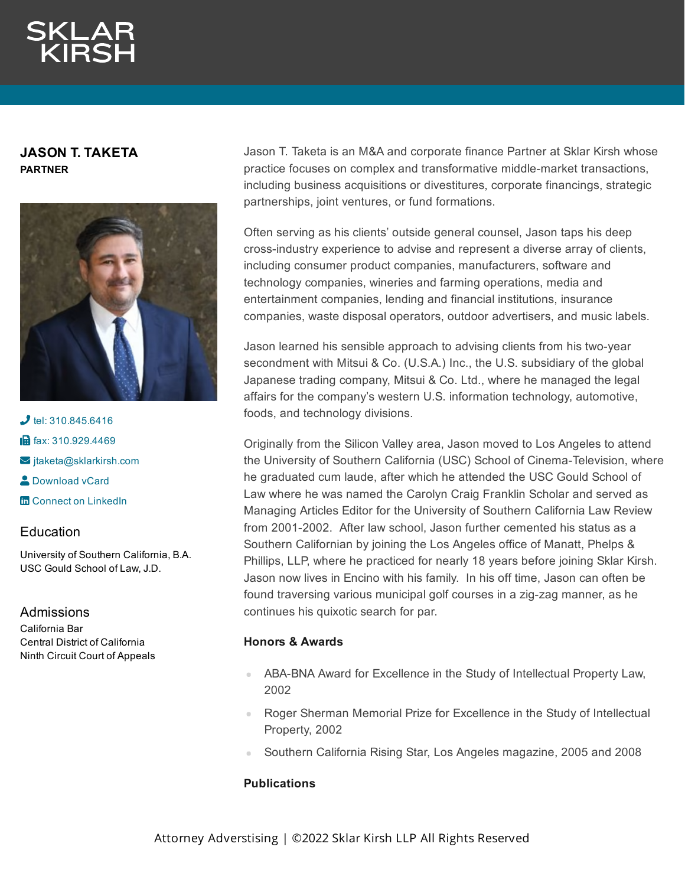SKLAR KIRSH

# JASON T. TAKETA

**PARTNER**

tel: 310.845.6416

fax: 310.929.4469

jtaketa@sklarkirsh.com

Download vCard

Connect on LinkedIn

## Education

University of Southern California, B.A.
USC Gould School of Law, J.D.

## Admissions

California Bar
Central District of California
Ninth Circuit Court of Appeals

Jason T. Taketa is an M&A and corporate finance Partner at Sklar Kirsh whose practice focuses on complex and transformative middle-market transactions, including business acquisitions or divestitures, corporate financings, strategic partnerships, joint ventures, or fund formations.

Often serving as his clients' outside general counsel, Jason taps his deep cross-industry experience to advise and represent a diverse array of clients, including consumer product companies, manufacturers, software and technology companies, wineries and farming operations, media and entertainment companies, lending and financial institutions, insurance companies, waste disposal operators, outdoor advertisers, and music labels.

Jason learned his sensible approach to advising clients from his two-year secondment with Mitsui & Co. (U.S.A.) Inc., the U.S. subsidiary of the global Japanese trading company, Mitsui & Co. Ltd., where he managed the legal affairs for the company's western U.S. information technology, automotive, foods, and technology divisions.

Originally from the Silicon Valley area, Jason moved to Los Angeles to attend the University of Southern California (USC) School of Cinema-Television, where he graduated cum laude, after which he attended the USC Gould School of Law where he was named the Carolyn Craig Franklin Scholar and served as Managing Articles Editor for the University of Southern California Law Review from 2001-2002. After law school, Jason further cemented his status as a Southern Californian by joining the Los Angeles office of Manatt, Phelps & Phillips, LLP, where he practiced for nearly 18 years before joining Sklar Kirsh. Jason now lives in Encino with his family. In his off time, Jason can often be found traversing various municipal golf courses in a zig-zag manner, as he continues his quixotic search for par.

### Honors & Awards

- ABA-BNA Award for Excellence in the Study of Intellectual Property Law, 2002
- Roger Sherman Memorial Prize for Excellence in the Study of Intellectual Property, 2002
- Southern California Rising Star, Los Angeles magazine, 2005 and 2008

### Publications

Attorney Advertising | ©2022 Sklar Kirsh LLP All Rights Reserved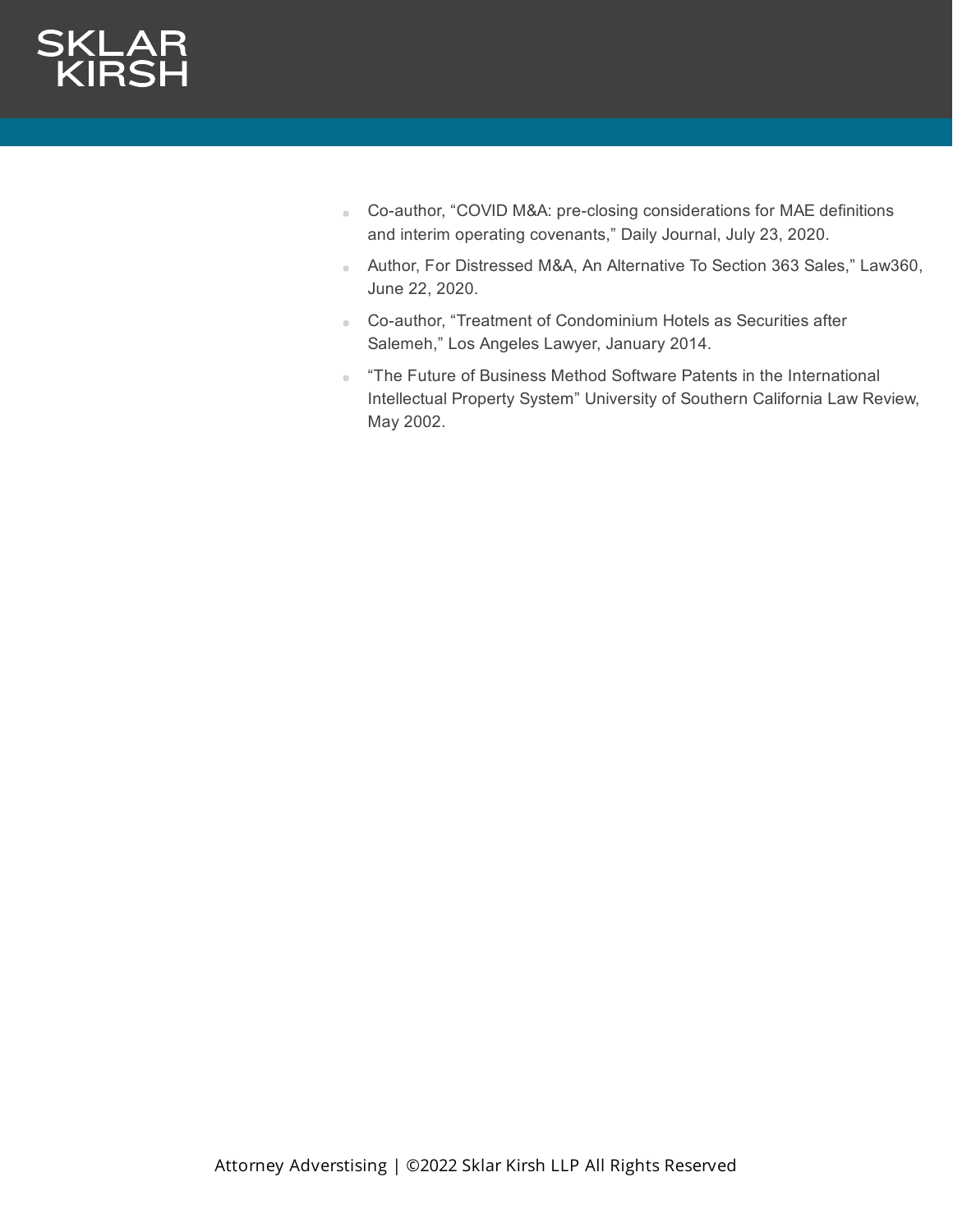- Co-author, "COVID M&A: pre-closing considerations for MAE definitions and interim operating covenants," Daily Journal, July 23, 2020.
- Author, For Distressed M&A, An Alternative To Section 363 Sales," Law360, June 22, 2020.
- Co-author, "Treatment of Condominium Hotels as Securities after Salemeh," Los Angeles Lawyer, January 2014.
- "The Future of Business Method Software Patents in the International Intellectual Property System" University of Southern California Law Review, May 2002.